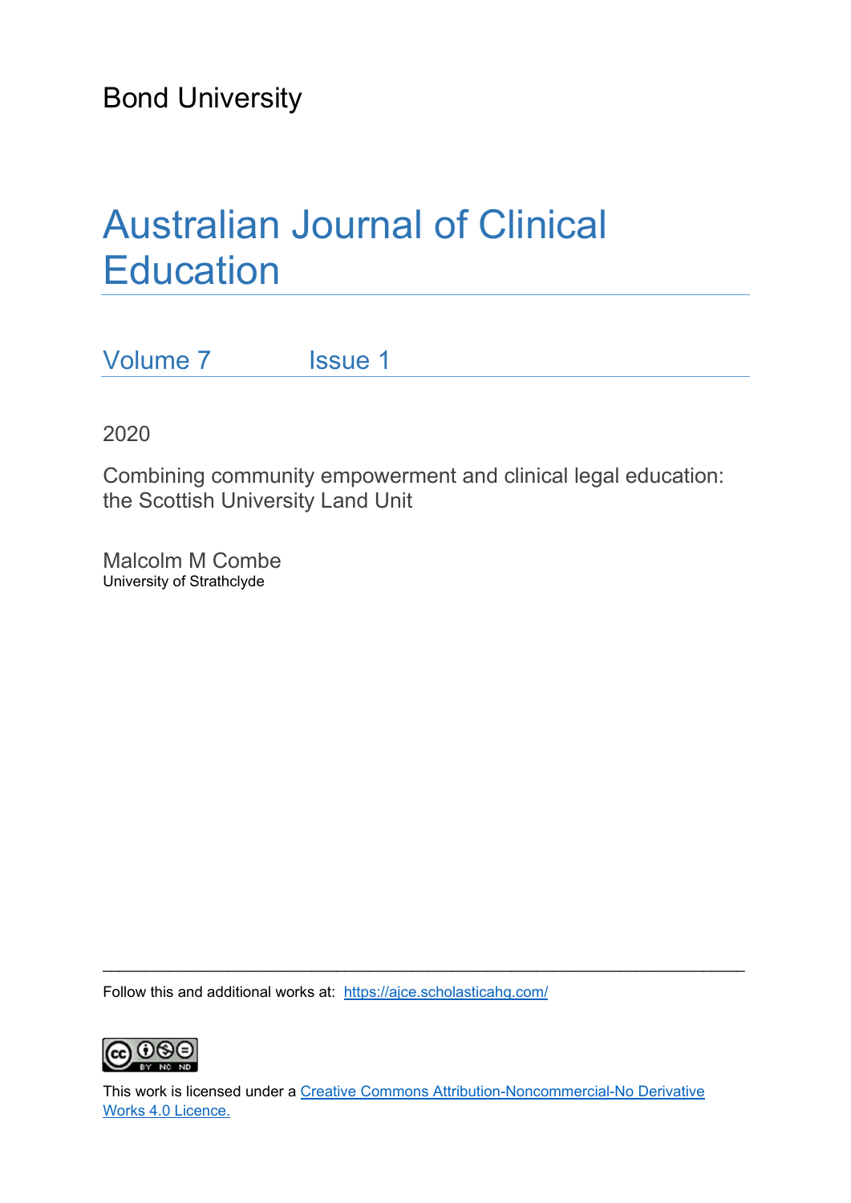Bond University

# Australian Journal of Clinical Education

Volume 7 Issue 1

2020

Combining community empowerment and clinical legal education: the Scottish University Land Unit

Malcolm M Combe
University of Strathclyde

---

Follow this and additional works at: https://ajce.scholasticahq.com/

This work is licensed under a Creative Commons Attribution-Noncommercial-No Derivative Works 4.0 Licence.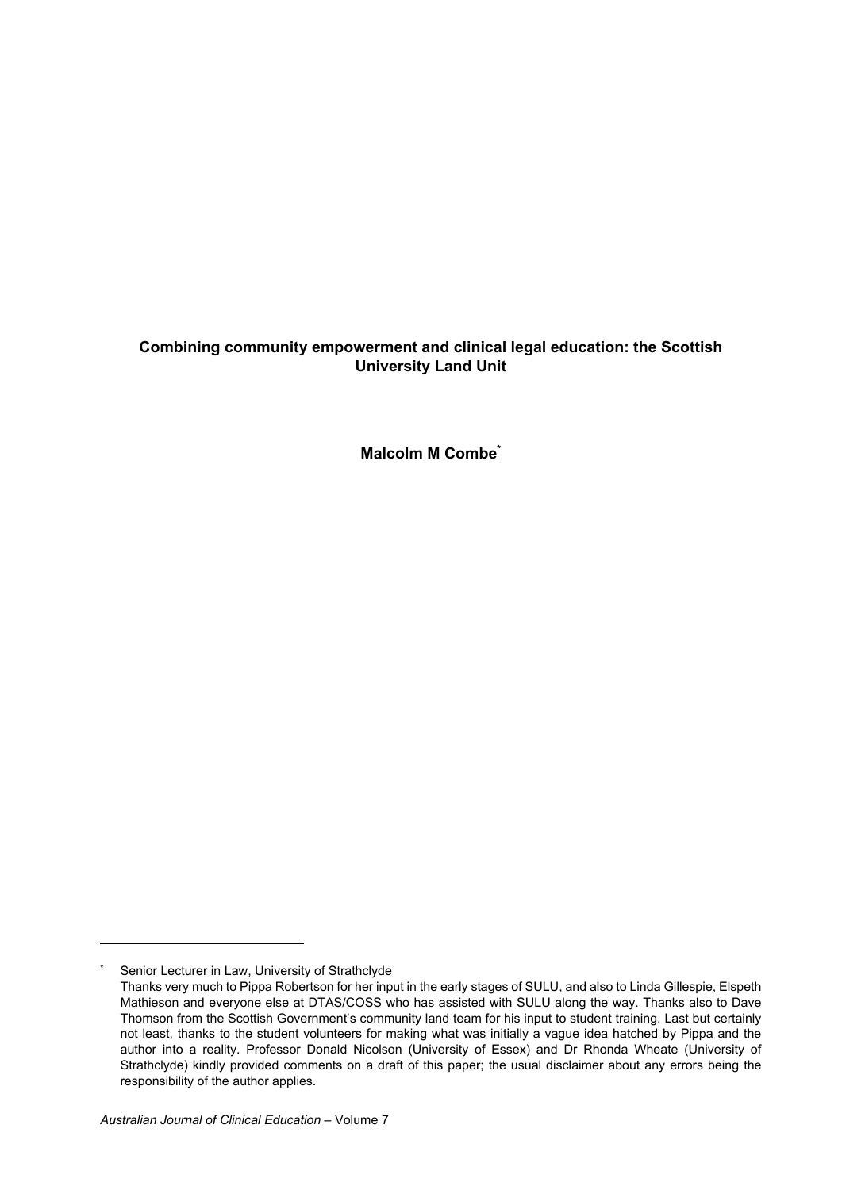**Combining community empowerment and clinical legal education: the Scottish University Land Unit**

**Malcolm M Combe***

---

\* Senior Lecturer in Law, University of Strathclyde
Thanks very much to Pippa Robertson for her input in the early stages of SULU, and also to Linda Gillespie, Elspeth Mathieson and everyone else at DTAS/COSS who has assisted with SULU along the way. Thanks also to Dave Thomson from the Scottish Government's community land team for his input to student training. Last but certainly not least, thanks to the student volunteers for making what was initially a vague idea hatched by Pippa and the author into a reality. Professor Donald Nicolson (University of Essex) and Dr Rhonda Wheate (University of Strathclyde) kindly provided comments on a draft of this paper; the usual disclaimer about any errors being the responsibility of the author applies.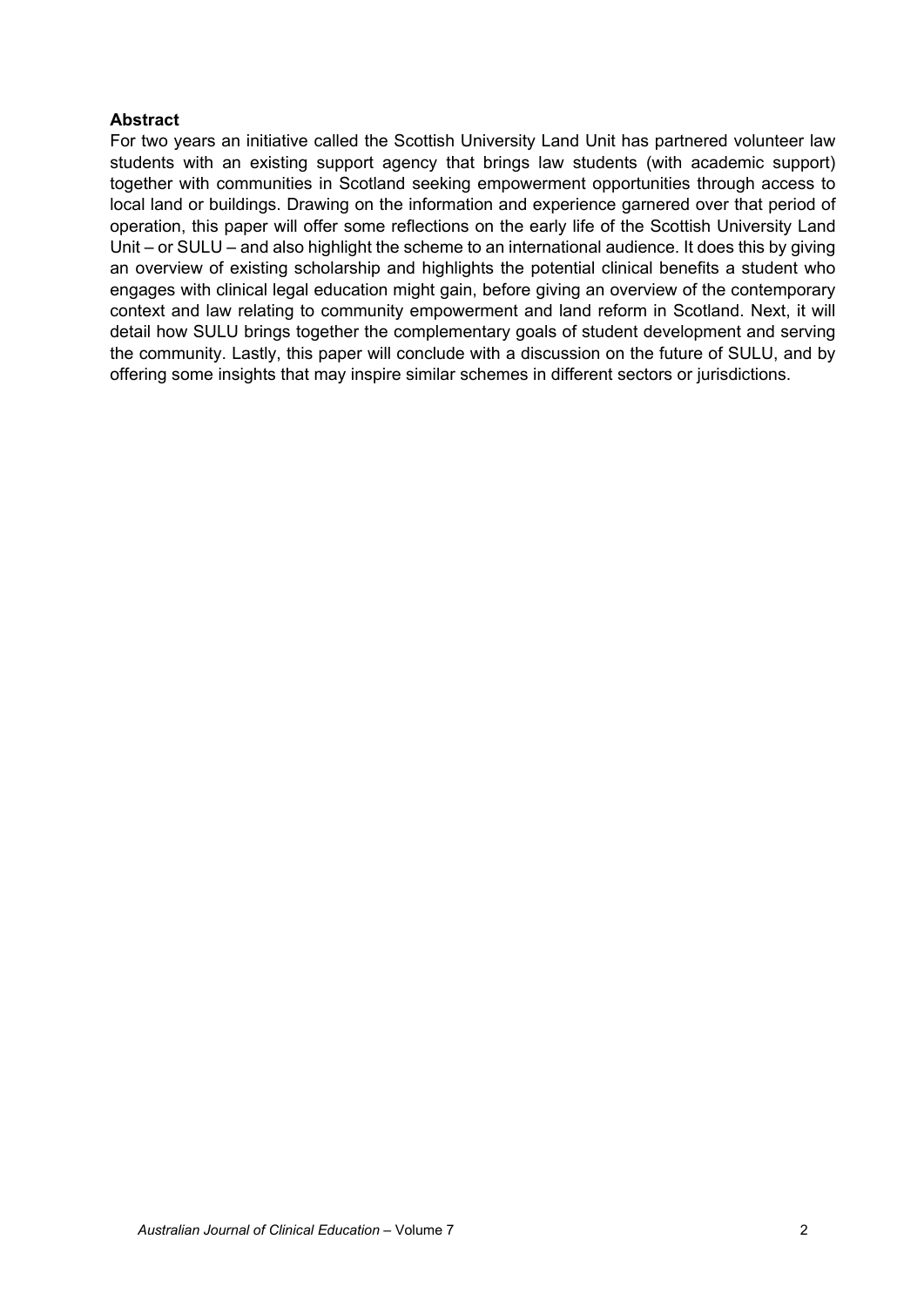**Abstract**

For two years an initiative called the Scottish University Land Unit has partnered volunteer law students with an existing support agency that brings law students (with academic support) together with communities in Scotland seeking empowerment opportunities through access to local land or buildings. Drawing on the information and experience garnered over that period of operation, this paper will offer some reflections on the early life of the Scottish University Land Unit – or SULU – and also highlight the scheme to an international audience. It does this by giving an overview of existing scholarship and highlights the potential clinical benefits a student who engages with clinical legal education might gain, before giving an overview of the contemporary context and law relating to community empowerment and land reform in Scotland. Next, it will detail how SULU brings together the complementary goals of student development and serving the community. Lastly, this paper will conclude with a discussion on the future of SULU, and by offering some insights that may inspire similar schemes in different sectors or jurisdictions.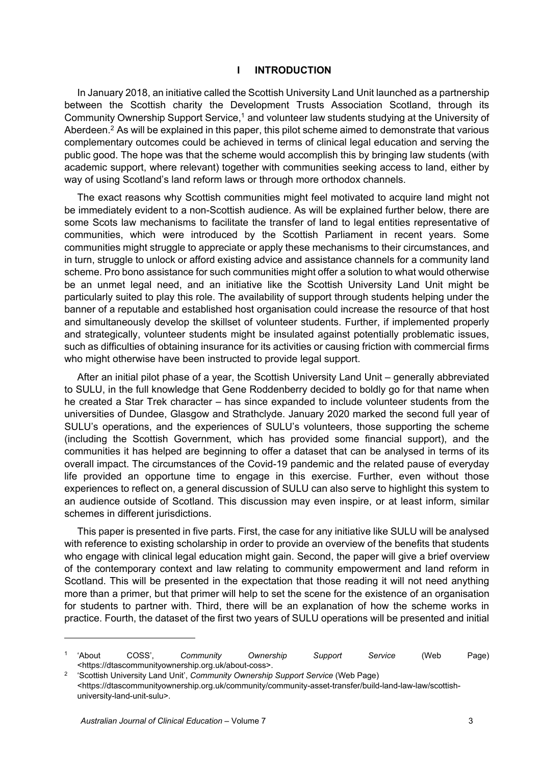## I INTRODUCTION

In January 2018, an initiative called the Scottish University Land Unit launched as a partnership between the Scottish charity the Development Trusts Association Scotland, through its Community Ownership Support Service,[1] and volunteer law students studying at the University of Aberdeen.[2] As will be explained in this paper, this pilot scheme aimed to demonstrate that various complementary outcomes could be achieved in terms of clinical legal education and serving the public good. The hope was that the scheme would accomplish this by bringing law students (with academic support, where relevant) together with communities seeking access to land, either by way of using Scotland's land reform laws or through more orthodox channels.

The exact reasons why Scottish communities might feel motivated to acquire land might not be immediately evident to a non-Scottish audience. As will be explained further below, there are some Scots law mechanisms to facilitate the transfer of land to legal entities representative of communities, which were introduced by the Scottish Parliament in recent years. Some communities might struggle to appreciate or apply these mechanisms to their circumstances, and in turn, struggle to unlock or afford existing advice and assistance channels for a community land scheme. Pro bono assistance for such communities might offer a solution to what would otherwise be an unmet legal need, and an initiative like the Scottish University Land Unit might be particularly suited to play this role. The availability of support through students helping under the banner of a reputable and established host organisation could increase the resource of that host and simultaneously develop the skillset of volunteer students. Further, if implemented properly and strategically, volunteer students might be insulated against potentially problematic issues, such as difficulties of obtaining insurance for its activities or causing friction with commercial firms who might otherwise have been instructed to provide legal support.

After an initial pilot phase of a year, the Scottish University Land Unit – generally abbreviated to SULU, in the full knowledge that Gene Roddenberry decided to boldly go for that name when he created a Star Trek character – has since expanded to include volunteer students from the universities of Dundee, Glasgow and Strathclyde. January 2020 marked the second full year of SULU's operations, and the experiences of SULU's volunteers, those supporting the scheme (including the Scottish Government, which has provided some financial support), and the communities it has helped are beginning to offer a dataset that can be analysed in terms of its overall impact. The circumstances of the Covid-19 pandemic and the related pause of everyday life provided an opportune time to engage in this exercise. Further, even without those experiences to reflect on, a general discussion of SULU can also serve to highlight this system to an audience outside of Scotland. This discussion may even inspire, or at least inform, similar schemes in different jurisdictions.

This paper is presented in five parts. First, the case for any initiative like SULU will be analysed with reference to existing scholarship in order to provide an overview of the benefits that students who engage with clinical legal education might gain. Second, the paper will give a brief overview of the contemporary context and law relating to community empowerment and land reform in Scotland. This will be presented in the expectation that those reading it will not need anything more than a primer, but that primer will help to set the scene for the existence of an organisation for students to partner with. Third, there will be an explanation of how the scheme works in practice. Fourth, the dataset of the first two years of SULU operations will be presented and initial

---

[1] 'About COSS', *Community Ownership Support Service* (Web Page) <https://dtascommunityownership.org.uk/about-coss>.

[2] 'Scottish University Land Unit', *Community Ownership Support Service* (Web Page) <https://dtascommunityownership.org.uk/community-asset-transfer/build-land-law-law/scottish-university-land-unit-sulu>.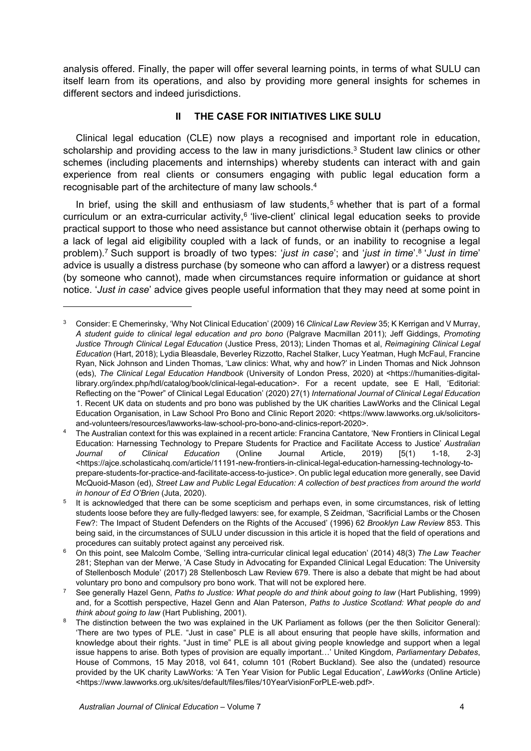analysis offered. Finally, the paper will offer several learning points, in terms of what SULU can itself learn from its operations, and also by providing more general insights for schemes in different sectors and indeed jurisdictions.

## II THE CASE FOR INITIATIVES LIKE SULU

Clinical legal education (CLE) now plays a recognised and important role in education, scholarship and providing access to the law in many jurisdictions.[3] Student law clinics or other schemes (including placements and internships) whereby students can interact with and gain experience from real clients or consumers engaging with public legal education form a recognisable part of the architecture of many law schools.[4]

In brief, using the skill and enthusiasm of law students,[5] whether that is part of a formal curriculum or an extra-curricular activity,[6] 'live-client' clinical legal education seeks to provide practical support to those who need assistance but cannot otherwise obtain it (perhaps owing to a lack of legal aid eligibility coupled with a lack of funds, or an inability to recognise a legal problem).[7] Such support is broadly of two types: '*just in case*'; and '*just in time*'.[8] '*Just in time*' advice is usually a distress purchase (by someone who can afford a lawyer) or a distress request (by someone who cannot), made when circumstances require information or guidance at short notice. '*Just in case*' advice gives people useful information that they may need at some point in

---

[3] Consider: E Chemerinsky, 'Why Not Clinical Education' (2009) 16 *Clinical Law Review* 35; K Kerrigan and V Murray, *A student guide to clinical legal education and pro bono* (Palgrave Macmillan 2011); Jeff Giddings, *Promoting Justice Through Clinical Legal Education* (Justice Press, 2013); Linden Thomas et al, *Reimagining Clinical Legal Education* (Hart, 2018); Lydia Bleasdale, Beverley Rizzotto, Rachel Stalker, Lucy Yeatman, Hugh McFaul, Francine Ryan, Nick Johnson and Linden Thomas, 'Law clinics: What, why and how?' in Linden Thomas and Nick Johnson (eds), *The Clinical Legal Education Handbook* (University of London Press, 2020) at <https://humanities-digital-library.org/index.php/hdl/catalog/book/clinical-legal-education>. For a recent update, see E Hall, 'Editorial: Reflecting on the "Power" of Clinical Legal Education' (2020) 27(1) *International Journal of Clinical Legal Education* 1. Recent UK data on students and pro bono was published by the UK charities LawWorks and the Clinical Legal Education Organisation, in Law School Pro Bono and Clinic Report 2020: <https://www.lawworks.org.uk/solicitors-and-volunteers/resources/lawworks-law-school-pro-bono-and-clinics-report-2020>.

[4] The Australian context for this was explained in a recent article: Francina Cantatore, 'New Frontiers in Clinical Legal Education: Harnessing Technology to Prepare Students for Practice and Facilitate Access to Justice' *Australian Journal of Clinical Education* (Online Journal Article, 2019) [5(1) 1-18, 2-3] <https://ajce.scholasticahq.com/article/11191-new-frontiers-in-clinical-legal-education-harnessing-technology-to-prepare-students-for-practice-and-facilitate-access-to-justice>. On public legal education more generally, see David McQuoid-Mason (ed), *Street Law and Public Legal Education: A collection of best practices from around the world in honour of Ed O'Brien* (Juta, 2020).

[5] It is acknowledged that there can be some scepticism and perhaps even, in some circumstances, risk of letting students loose before they are fully-fledged lawyers: see, for example, S Zeidman, 'Sacrificial Lambs or the Chosen Few?: The Impact of Student Defenders on the Rights of the Accused' (1996) 62 *Brooklyn Law Review* 853. This being said, in the circumstances of SULU under discussion in this article it is hoped that the field of operations and procedures can suitably protect against any perceived risk.

[6] On this point, see Malcolm Combe, 'Selling intra-curricular clinical legal education' (2014) 48(3) *The Law Teacher* 281; Stephan van der Merwe, 'A Case Study in Advocating for Expanded Clinical Legal Education: The University of Stellenbosch Module' (2017) 28 Stellenbosch Law Review 679. There is also a debate that might be had about voluntary pro bono and compulsory pro bono work. That will not be explored here.

[7] See generally Hazel Genn, *Paths to Justice: What people do and think about going to law* (Hart Publishing, 1999) and, for a Scottish perspective, Hazel Genn and Alan Paterson, *Paths to Justice Scotland: What people do and think about going to law* (Hart Publishing, 2001).

[8] The distinction between the two was explained in the UK Parliament as follows (per the then Solicitor General): 'There are two types of PLE. "Just in case" PLE is all about ensuring that people have skills, information and knowledge about their rights. "Just in time" PLE is all about giving people knowledge and support when a legal issue happens to arise. Both types of provision are equally important…' United Kingdom, *Parliamentary Debates*, House of Commons, 15 May 2018, vol 641, column 101 (Robert Buckland). See also the (undated) resource provided by the UK charity LawWorks: 'A Ten Year Vision for Public Legal Education', *LawWorks* (Online Article) <https://www.lawworks.org.uk/sites/default/files/files/10YearVisionForPLE-web.pdf>.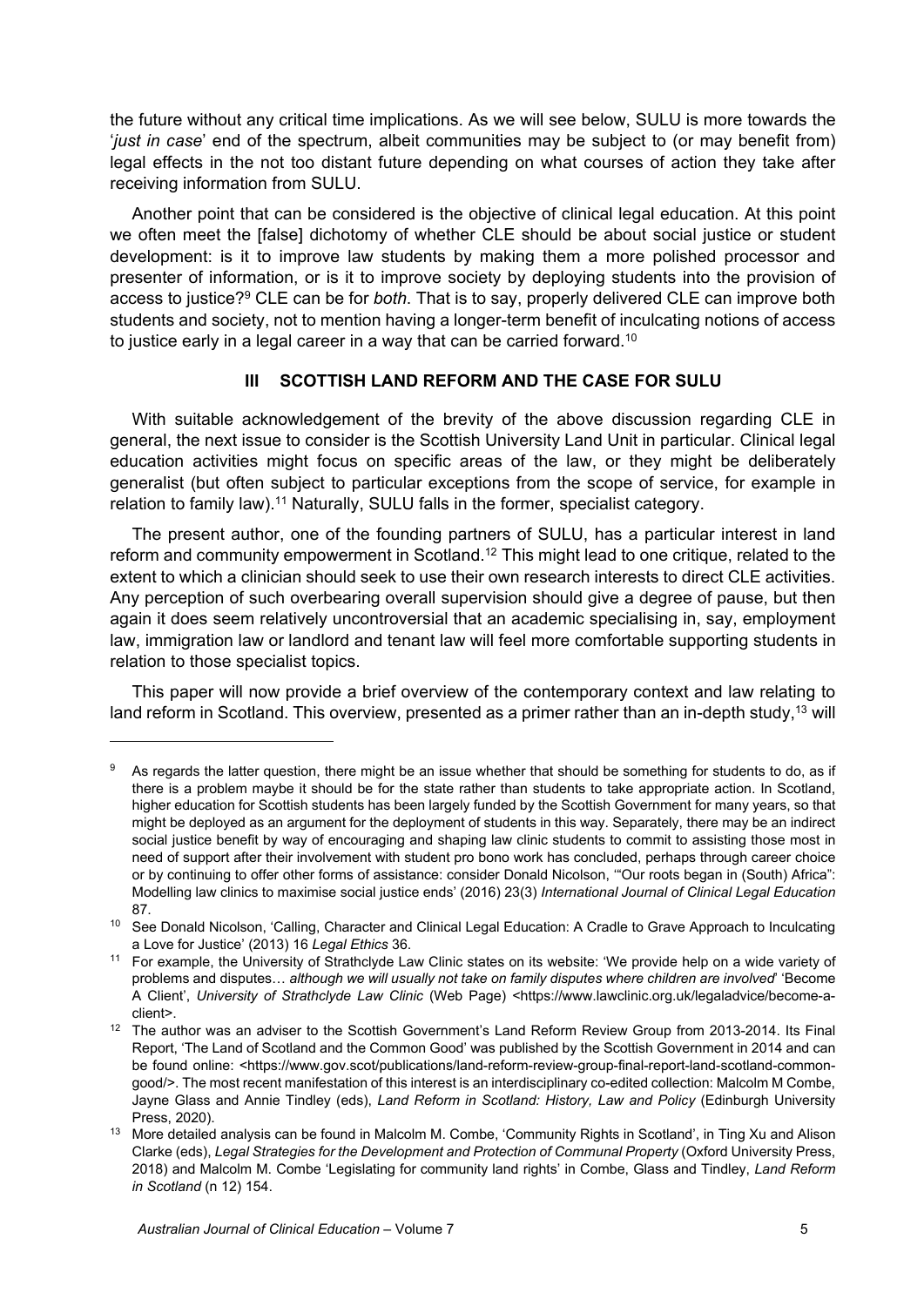the future without any critical time implications. As we will see below, SULU is more towards the '*just in case*' end of the spectrum, albeit communities may be subject to (or may benefit from) legal effects in the not too distant future depending on what courses of action they take after receiving information from SULU.

Another point that can be considered is the objective of clinical legal education. At this point we often meet the [false] dichotomy of whether CLE should be about social justice or student development: is it to improve law students by making them a more polished processor and presenter of information, or is it to improve society by deploying students into the provision of access to justice?[9] CLE can be for *both*. That is to say, properly delivered CLE can improve both students and society, not to mention having a longer-term benefit of inculcating notions of access to justice early in a legal career in a way that can be carried forward.[10]

## III SCOTTISH LAND REFORM AND THE CASE FOR SULU

With suitable acknowledgement of the brevity of the above discussion regarding CLE in general, the next issue to consider is the Scottish University Land Unit in particular. Clinical legal education activities might focus on specific areas of the law, or they might be deliberately generalist (but often subject to particular exceptions from the scope of service, for example in relation to family law).[11] Naturally, SULU falls in the former, specialist category.

The present author, one of the founding partners of SULU, has a particular interest in land reform and community empowerment in Scotland.[12] This might lead to one critique, related to the extent to which a clinician should seek to use their own research interests to direct CLE activities. Any perception of such overbearing overall supervision should give a degree of pause, but then again it does seem relatively uncontroversial that an academic specialising in, say, employment law, immigration law or landlord and tenant law will feel more comfortable supporting students in relation to those specialist topics.

This paper will now provide a brief overview of the contemporary context and law relating to land reform in Scotland. This overview, presented as a primer rather than an in-depth study,[13] will

---

[9] As regards the latter question, there might be an issue whether that should be something for students to do, as if there is a problem maybe it should be for the state rather than students to take appropriate action. In Scotland, higher education for Scottish students has been largely funded by the Scottish Government for many years, so that might be deployed as an argument for the deployment of students in this way. Separately, there may be an indirect social justice benefit by way of encouraging and shaping law clinic students to commit to assisting those most in need of support after their involvement with student pro bono work has concluded, perhaps through career choice or by continuing to offer other forms of assistance: consider Donald Nicolson, '"Our roots began in (South) Africa": Modelling law clinics to maximise social justice ends' (2016) 23(3) *International Journal of Clinical Legal Education* 87.

[10] See Donald Nicolson, 'Calling, Character and Clinical Legal Education: A Cradle to Grave Approach to Inculcating a Love for Justice' (2013) 16 *Legal Ethics* 36.

[11] For example, the University of Strathclyde Law Clinic states on its website: 'We provide help on a wide variety of problems and disputes… *although we will usually not take on family disputes where children are involved*' 'Become A Client', *University of Strathclyde Law Clinic* (Web Page) <https://www.lawclinic.org.uk/legaladvice/become-a-client>.

[12] The author was an adviser to the Scottish Government's Land Reform Review Group from 2013-2014. Its Final Report, 'The Land of Scotland and the Common Good' was published by the Scottish Government in 2014 and can be found online: <https://www.gov.scot/publications/land-reform-review-group-final-report-land-scotland-common-good/>. The most recent manifestation of this interest is an interdisciplinary co-edited collection: Malcolm M Combe, Jayne Glass and Annie Tindley (eds), *Land Reform in Scotland: History, Law and Policy* (Edinburgh University Press, 2020).

[13] More detailed analysis can be found in Malcolm M. Combe, 'Community Rights in Scotland', in Ting Xu and Alison Clarke (eds), *Legal Strategies for the Development and Protection of Communal Property* (Oxford University Press, 2018) and Malcolm M. Combe 'Legislating for community land rights' in Combe, Glass and Tindley, *Land Reform in Scotland* (n 12) 154.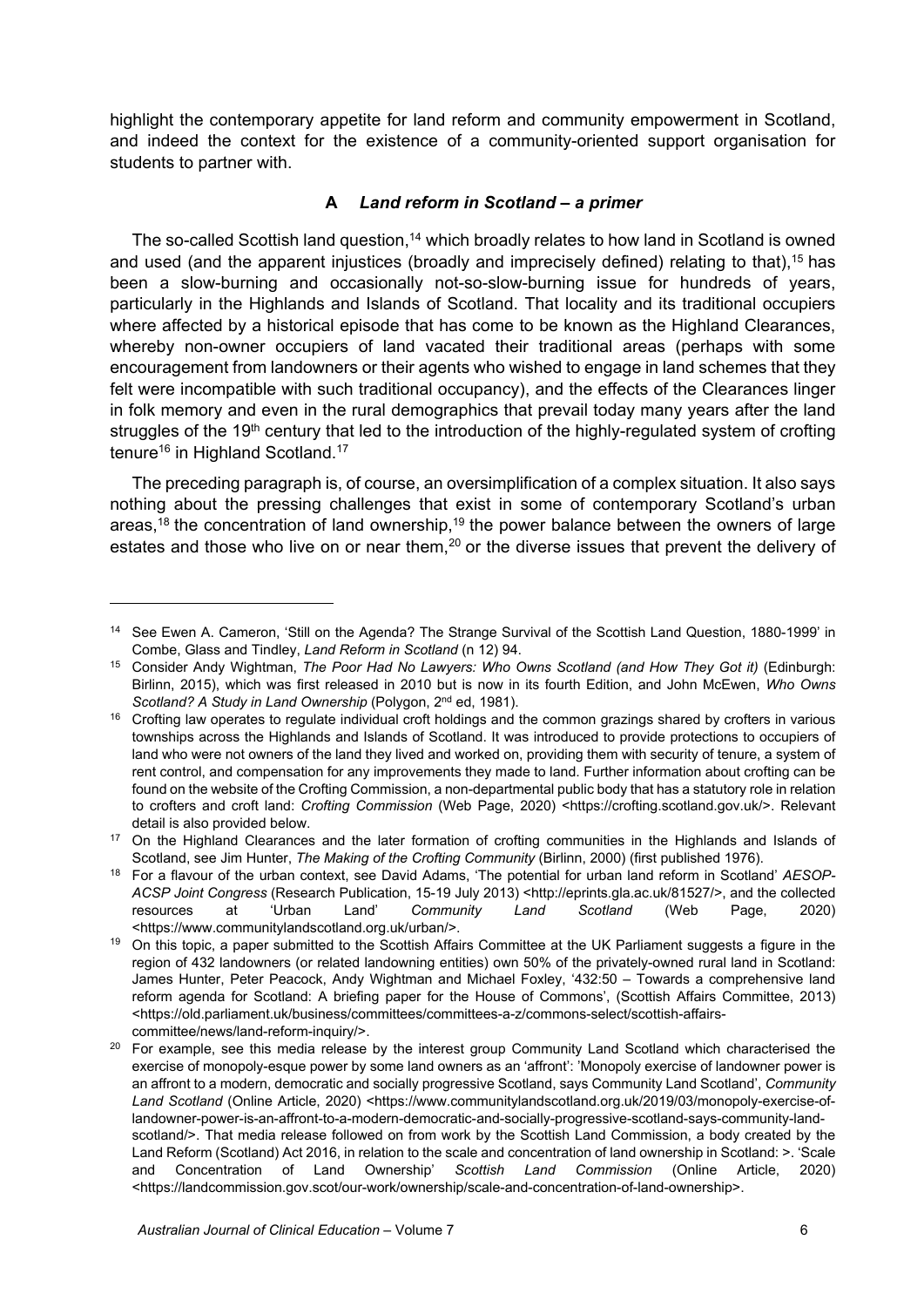highlight the contemporary appetite for land reform and community empowerment in Scotland, and indeed the context for the existence of a community-oriented support organisation for students to partner with.

### A *Land reform in Scotland – a primer*

The so-called Scottish land question,[14] which broadly relates to how land in Scotland is owned and used (and the apparent injustices (broadly and imprecisely defined) relating to that),[15] has been a slow-burning and occasionally not-so-slow-burning issue for hundreds of years, particularly in the Highlands and Islands of Scotland. That locality and its traditional occupiers where affected by a historical episode that has come to be known as the Highland Clearances, whereby non-owner occupiers of land vacated their traditional areas (perhaps with some encouragement from landowners or their agents who wished to engage in land schemes that they felt were incompatible with such traditional occupancy), and the effects of the Clearances linger in folk memory and even in the rural demographics that prevail today many years after the land struggles of the 19th century that led to the introduction of the highly-regulated system of crofting tenure[16] in Highland Scotland.[17]

The preceding paragraph is, of course, an oversimplification of a complex situation. It also says nothing about the pressing challenges that exist in some of contemporary Scotland's urban areas,[18] the concentration of land ownership,[19] the power balance between the owners of large estates and those who live on or near them,[20] or the diverse issues that prevent the delivery of

---

[14] See Ewen A. Cameron, 'Still on the Agenda? The Strange Survival of the Scottish Land Question, 1880-1999' in Combe, Glass and Tindley, *Land Reform in Scotland* (n 12) 94.

[15] Consider Andy Wightman, *The Poor Had No Lawyers: Who Owns Scotland (and How They Got it)* (Edinburgh: Birlinn, 2015), which was first released in 2010 but is now in its fourth Edition, and John McEwen, *Who Owns Scotland? A Study in Land Ownership* (Polygon, 2nd ed, 1981).

[16] Crofting law operates to regulate individual croft holdings and the common grazings shared by crofters in various townships across the Highlands and Islands of Scotland. It was introduced to provide protections to occupiers of land who were not owners of the land they lived and worked on, providing them with security of tenure, a system of rent control, and compensation for any improvements they made to land. Further information about crofting can be found on the website of the Crofting Commission, a non-departmental public body that has a statutory role in relation to crofters and croft land: *Crofting Commission* (Web Page, 2020) <https://crofting.scotland.gov.uk/>. Relevant detail is also provided below.

[17] On the Highland Clearances and the later formation of crofting communities in the Highlands and Islands of Scotland, see Jim Hunter, *The Making of the Crofting Community* (Birlinn, 2000) (first published 1976).

[18] For a flavour of the urban context, see David Adams, 'The potential for urban land reform in Scotland' *AESOP-ACSP Joint Congress* (Research Publication, 15-19 July 2013) <http://eprints.gla.ac.uk/81527/>, and the collected resources at 'Urban Land' *Community Land Scotland* (Web Page, 2020) <https://www.communitylandscotland.org.uk/urban/>.

[19] On this topic, a paper submitted to the Scottish Affairs Committee at the UK Parliament suggests a figure in the region of 432 landowners (or related landowning entities) own 50% of the privately-owned rural land in Scotland: James Hunter, Peter Peacock, Andy Wightman and Michael Foxley, '432:50 – Towards a comprehensive land reform agenda for Scotland: A briefing paper for the House of Commons', (Scottish Affairs Committee, 2013) <https://old.parliament.uk/business/committees/committees-a-z/commons-select/scottish-affairs-committee/news/land-reform-inquiry/>.

[20] For example, see this media release by the interest group Community Land Scotland which characterised the exercise of monopoly-esque power by some land owners as an 'affront': 'Monopoly exercise of landowner power is an affront to a modern, democratic and socially progressive Scotland, says Community Land Scotland', *Community Land Scotland* (Online Article, 2020) <https://www.communitylandscotland.org.uk/2019/03/monopoly-exercise-of-landowner-power-is-an-affront-to-a-modern-democratic-and-socially-progressive-scotland-says-community-land-scotland/>. That media release followed on from work by the Scottish Land Commission, a body created by the Land Reform (Scotland) Act 2016, in relation to the scale and concentration of land ownership in Scotland: >. 'Scale and Concentration of Land Ownership' *Scottish Land Commission* (Online Article, 2020) <https://landcommission.gov.scot/our-work/ownership/scale-and-concentration-of-land-ownership>.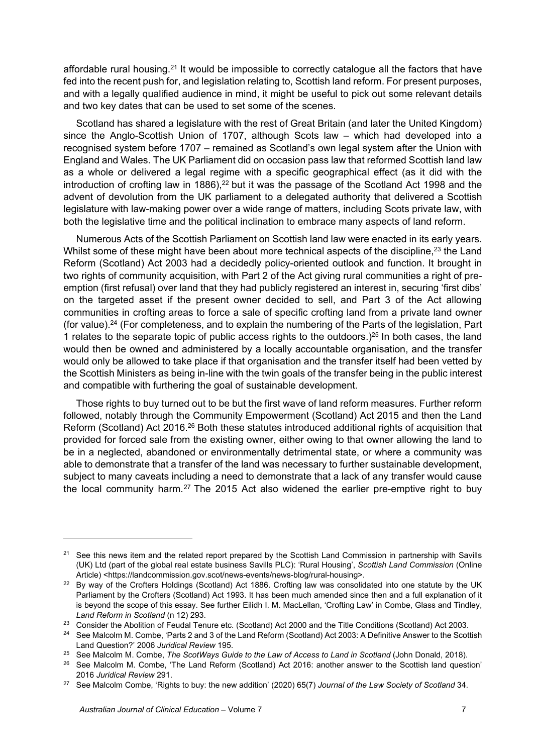affordable rural housing.[21] It would be impossible to correctly catalogue all the factors that have fed into the recent push for, and legislation relating to, Scottish land reform. For present purposes, and with a legally qualified audience in mind, it might be useful to pick out some relevant details and two key dates that can be used to set some of the scenes.

Scotland has shared a legislature with the rest of Great Britain (and later the United Kingdom) since the Anglo-Scottish Union of 1707, although Scots law – which had developed into a recognised system before 1707 – remained as Scotland's own legal system after the Union with England and Wales. The UK Parliament did on occasion pass law that reformed Scottish land law as a whole or delivered a legal regime with a specific geographical effect (as it did with the introduction of crofting law in 1886),[22] but it was the passage of the Scotland Act 1998 and the advent of devolution from the UK parliament to a delegated authority that delivered a Scottish legislature with law-making power over a wide range of matters, including Scots private law, with both the legislative time and the political inclination to embrace many aspects of land reform.

Numerous Acts of the Scottish Parliament on Scottish land law were enacted in its early years. Whilst some of these might have been about more technical aspects of the discipline,[23] the Land Reform (Scotland) Act 2003 had a decidedly policy-oriented outlook and function. It brought in two rights of community acquisition, with Part 2 of the Act giving rural communities a right of pre-emption (first refusal) over land that they had publicly registered an interest in, securing 'first dibs' on the targeted asset if the present owner decided to sell, and Part 3 of the Act allowing communities in crofting areas to force a sale of specific crofting land from a private land owner (for value).[24] (For completeness, and to explain the numbering of the Parts of the legislation, Part 1 relates to the separate topic of public access rights to the outdoors.)[25] In both cases, the land would then be owned and administered by a locally accountable organisation, and the transfer would only be allowed to take place if that organisation and the transfer itself had been vetted by the Scottish Ministers as being in-line with the twin goals of the transfer being in the public interest and compatible with furthering the goal of sustainable development.

Those rights to buy turned out to be but the first wave of land reform measures. Further reform followed, notably through the Community Empowerment (Scotland) Act 2015 and then the Land Reform (Scotland) Act 2016.[26] Both these statutes introduced additional rights of acquisition that provided for forced sale from the existing owner, either owing to that owner allowing the land to be in a neglected, abandoned or environmentally detrimental state, or where a community was able to demonstrate that a transfer of the land was necessary to further sustainable development, subject to many caveats including a need to demonstrate that a lack of any transfer would cause the local community harm.[27] The 2015 Act also widened the earlier pre-emptive right to buy

---

[21] See this news item and the related report prepared by the Scottish Land Commission in partnership with Savills (UK) Ltd (part of the global real estate business Savills PLC): 'Rural Housing', *Scottish Land Commission* (Online Article) <https://landcommission.gov.scot/news-events/news-blog/rural-housing>.

[22] By way of the Crofters Holdings (Scotland) Act 1886. Crofting law was consolidated into one statute by the UK Parliament by the Crofters (Scotland) Act 1993. It has been much amended since then and a full explanation of it is beyond the scope of this essay. See further Eilidh I. M. MacLellan, 'Crofting Law' in Combe, Glass and Tindley, *Land Reform in Scotland* (n 12) 293.

[23] Consider the Abolition of Feudal Tenure etc. (Scotland) Act 2000 and the Title Conditions (Scotland) Act 2003.

[24] See Malcolm M. Combe, 'Parts 2 and 3 of the Land Reform (Scotland) Act 2003: A Definitive Answer to the Scottish Land Question?' 2006 *Juridical Review* 195.

[25] See Malcolm M. Combe, *The ScotWays Guide to the Law of Access to Land in Scotland* (John Donald, 2018).

[26] See Malcolm M. Combe, 'The Land Reform (Scotland) Act 2016: another answer to the Scottish land question' 2016 *Juridical Review* 291.

[27] See Malcolm Combe, 'Rights to buy: the new addition' (2020) 65(7) *Journal of the Law Society of Scotland* 34.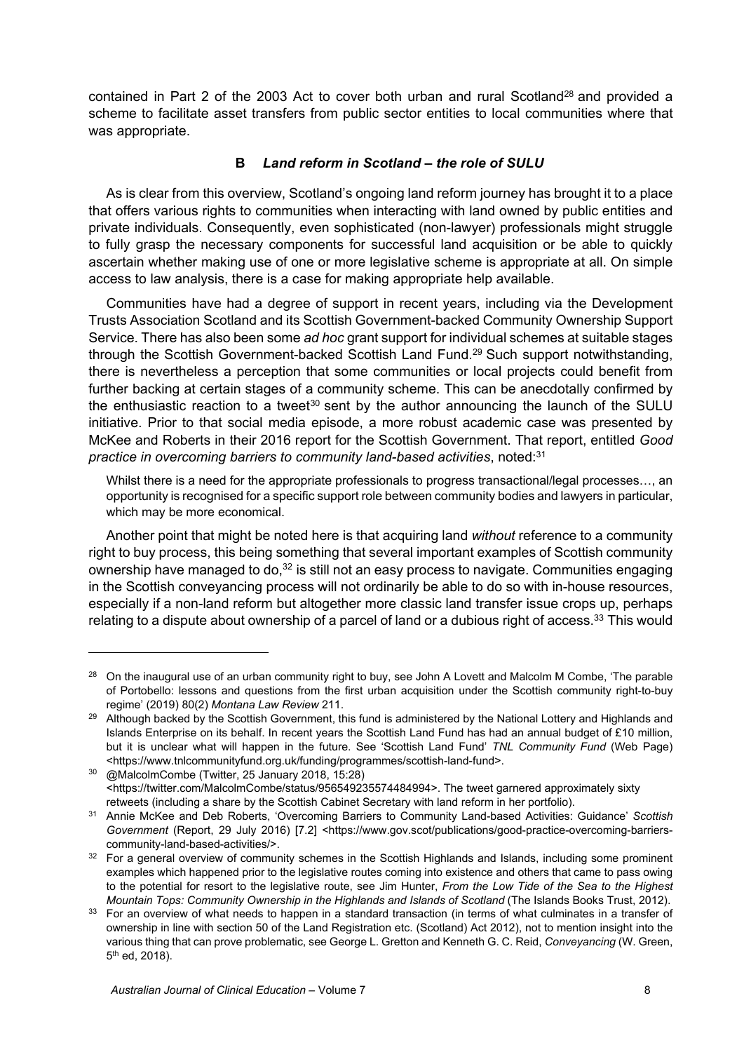contained in Part 2 of the 2003 Act to cover both urban and rural Scotland[28] and provided a scheme to facilitate asset transfers from public sector entities to local communities where that was appropriate.

### B *Land reform in Scotland – the role of SULU*

As is clear from this overview, Scotland's ongoing land reform journey has brought it to a place that offers various rights to communities when interacting with land owned by public entities and private individuals. Consequently, even sophisticated (non-lawyer) professionals might struggle to fully grasp the necessary components for successful land acquisition or be able to quickly ascertain whether making use of one or more legislative scheme is appropriate at all. On simple access to law analysis, there is a case for making appropriate help available.

Communities have had a degree of support in recent years, including via the Development Trusts Association Scotland and its Scottish Government-backed Community Ownership Support Service. There has also been some *ad hoc* grant support for individual schemes at suitable stages through the Scottish Government-backed Scottish Land Fund.[29] Such support notwithstanding, there is nevertheless a perception that some communities or local projects could benefit from further backing at certain stages of a community scheme. This can be anecdotally confirmed by the enthusiastic reaction to a tweet[30] sent by the author announcing the launch of the SULU initiative. Prior to that social media episode, a more robust academic case was presented by McKee and Roberts in their 2016 report for the Scottish Government. That report, entitled *Good practice in overcoming barriers to community land-based activities*, noted:[31]

> Whilst there is a need for the appropriate professionals to progress transactional/legal processes…, an opportunity is recognised for a specific support role between community bodies and lawyers in particular, which may be more economical.

Another point that might be noted here is that acquiring land *without* reference to a community right to buy process, this being something that several important examples of Scottish community ownership have managed to do,[32] is still not an easy process to navigate. Communities engaging in the Scottish conveyancing process will not ordinarily be able to do so with in-house resources, especially if a non-land reform but altogether more classic land transfer issue crops up, perhaps relating to a dispute about ownership of a parcel of land or a dubious right of access.[33] This would

---

[28] On the inaugural use of an urban community right to buy, see John A Lovett and Malcolm M Combe, 'The parable of Portobello: lessons and questions from the first urban acquisition under the Scottish community right-to-buy regime' (2019) 80(2) *Montana Law Review* 211.

[29] Although backed by the Scottish Government, this fund is administered by the National Lottery and Highlands and Islands Enterprise on its behalf. In recent years the Scottish Land Fund has had an annual budget of £10 million, but it is unclear what will happen in the future. See 'Scottish Land Fund' *TNL Community Fund* (Web Page) <https://www.tnlcommunityfund.org.uk/funding/programmes/scottish-land-fund>.

[30] @MalcolmCombe (Twitter, 25 January 2018, 15:28) <https://twitter.com/MalcolmCombe/status/956549235574484994>. The tweet garnered approximately sixty retweets (including a share by the Scottish Cabinet Secretary with land reform in her portfolio).

[31] Annie McKee and Deb Roberts, 'Overcoming Barriers to Community Land-based Activities: Guidance' *Scottish Government* (Report, 29 July 2016) [7.2] <https://www.gov.scot/publications/good-practice-overcoming-barriers-community-land-based-activities/>.

[32] For a general overview of community schemes in the Scottish Highlands and Islands, including some prominent examples which happened prior to the legislative routes coming into existence and others that came to pass owing to the potential for resort to the legislative route, see Jim Hunter, *From the Low Tide of the Sea to the Highest Mountain Tops: Community Ownership in the Highlands and Islands of Scotland* (The Islands Books Trust, 2012).

[33] For an overview of what needs to happen in a standard transaction (in terms of what culminates in a transfer of ownership in line with section 50 of the Land Registration etc. (Scotland) Act 2012), not to mention insight into the various thing that can prove problematic, see George L. Gretton and Kenneth G. C. Reid, *Conveyancing* (W. Green, 5th ed, 2018).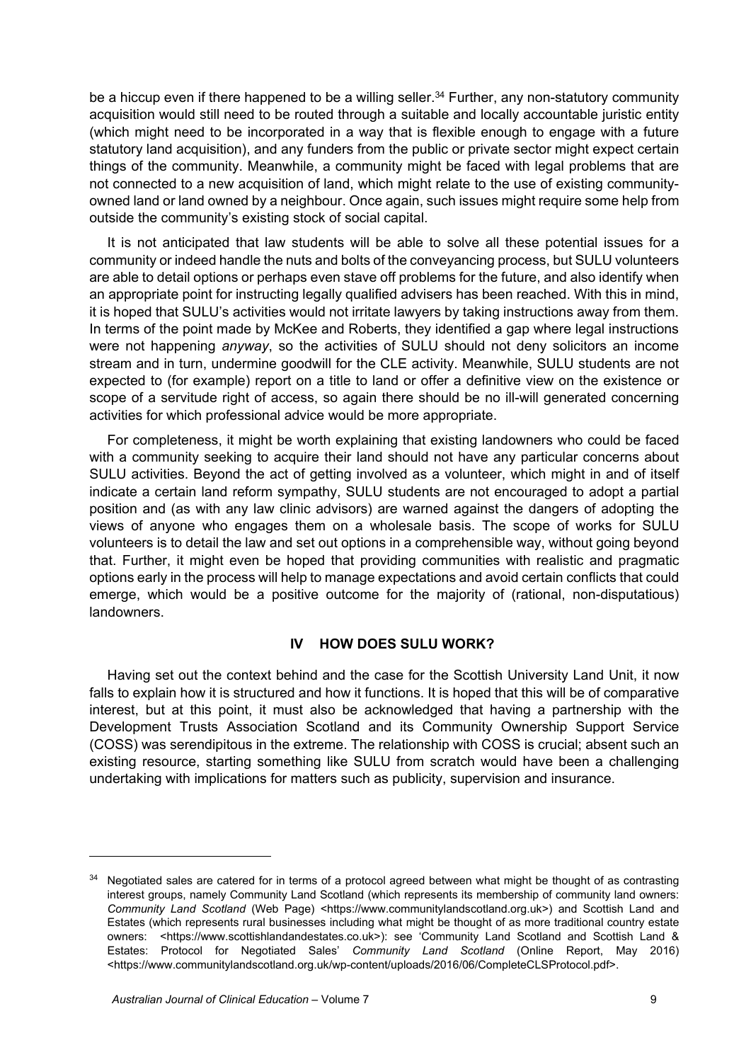be a hiccup even if there happened to be a willing seller.[34] Further, any non-statutory community acquisition would still need to be routed through a suitable and locally accountable juristic entity (which might need to be incorporated in a way that is flexible enough to engage with a future statutory land acquisition), and any funders from the public or private sector might expect certain things of the community. Meanwhile, a community might be faced with legal problems that are not connected to a new acquisition of land, which might relate to the use of existing community-owned land or land owned by a neighbour. Once again, such issues might require some help from outside the community's existing stock of social capital.

It is not anticipated that law students will be able to solve all these potential issues for a community or indeed handle the nuts and bolts of the conveyancing process, but SULU volunteers are able to detail options or perhaps even stave off problems for the future, and also identify when an appropriate point for instructing legally qualified advisers has been reached. With this in mind, it is hoped that SULU's activities would not irritate lawyers by taking instructions away from them. In terms of the point made by McKee and Roberts, they identified a gap where legal instructions were not happening *anyway*, so the activities of SULU should not deny solicitors an income stream and in turn, undermine goodwill for the CLE activity. Meanwhile, SULU students are not expected to (for example) report on a title to land or offer a definitive view on the existence or scope of a servitude right of access, so again there should be no ill-will generated concerning activities for which professional advice would be more appropriate.

For completeness, it might be worth explaining that existing landowners who could be faced with a community seeking to acquire their land should not have any particular concerns about SULU activities. Beyond the act of getting involved as a volunteer, which might in and of itself indicate a certain land reform sympathy, SULU students are not encouraged to adopt a partial position and (as with any law clinic advisors) are warned against the dangers of adopting the views of anyone who engages them on a wholesale basis. The scope of works for SULU volunteers is to detail the law and set out options in a comprehensible way, without going beyond that. Further, it might even be hoped that providing communities with realistic and pragmatic options early in the process will help to manage expectations and avoid certain conflicts that could emerge, which would be a positive outcome for the majority of (rational, non-disputatious) landowners.

## IV HOW DOES SULU WORK?

Having set out the context behind and the case for the Scottish University Land Unit, it now falls to explain how it is structured and how it functions. It is hoped that this will be of comparative interest, but at this point, it must also be acknowledged that having a partnership with the Development Trusts Association Scotland and its Community Ownership Support Service (COSS) was serendipitous in the extreme. The relationship with COSS is crucial; absent such an existing resource, starting something like SULU from scratch would have been a challenging undertaking with implications for matters such as publicity, supervision and insurance.

---

[34] Negotiated sales are catered for in terms of a protocol agreed between what might be thought of as contrasting interest groups, namely Community Land Scotland (which represents its membership of community land owners: *Community Land Scotland* (Web Page) <https://www.communitylandscotland.org.uk>) and Scottish Land and Estates (which represents rural businesses including what might be thought of as more traditional country estate owners: <https://www.scottishlandandestates.co.uk>): see 'Community Land Scotland and Scottish Land & Estates: Protocol for Negotiated Sales' *Community Land Scotland* (Online Report, May 2016) <https://www.communitylandscotland.org.uk/wp-content/uploads/2016/06/CompleteCLSProtocol.pdf>.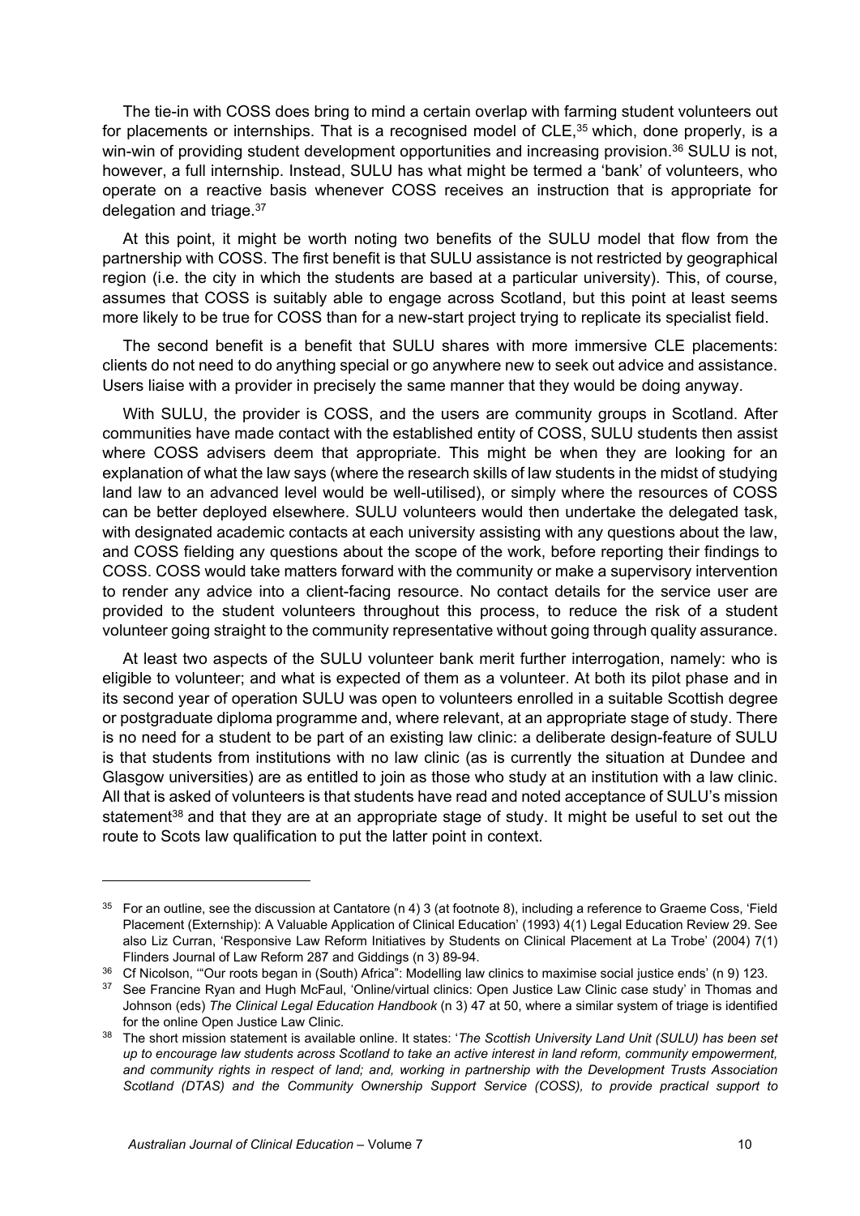The tie-in with COSS does bring to mind a certain overlap with farming student volunteers out for placements or internships. That is a recognised model of CLE,[35] which, done properly, is a win-win of providing student development opportunities and increasing provision.[36] SULU is not, however, a full internship. Instead, SULU has what might be termed a 'bank' of volunteers, who operate on a reactive basis whenever COSS receives an instruction that is appropriate for delegation and triage.[37]

At this point, it might be worth noting two benefits of the SULU model that flow from the partnership with COSS. The first benefit is that SULU assistance is not restricted by geographical region (i.e. the city in which the students are based at a particular university). This, of course, assumes that COSS is suitably able to engage across Scotland, but this point at least seems more likely to be true for COSS than for a new-start project trying to replicate its specialist field.

The second benefit is a benefit that SULU shares with more immersive CLE placements: clients do not need to do anything special or go anywhere new to seek out advice and assistance. Users liaise with a provider in precisely the same manner that they would be doing anyway.

With SULU, the provider is COSS, and the users are community groups in Scotland. After communities have made contact with the established entity of COSS, SULU students then assist where COSS advisers deem that appropriate. This might be when they are looking for an explanation of what the law says (where the research skills of law students in the midst of studying land law to an advanced level would be well-utilised), or simply where the resources of COSS can be better deployed elsewhere. SULU volunteers would then undertake the delegated task, with designated academic contacts at each university assisting with any questions about the law, and COSS fielding any questions about the scope of the work, before reporting their findings to COSS. COSS would take matters forward with the community or make a supervisory intervention to render any advice into a client-facing resource. No contact details for the service user are provided to the student volunteers throughout this process, to reduce the risk of a student volunteer going straight to the community representative without going through quality assurance.

At least two aspects of the SULU volunteer bank merit further interrogation, namely: who is eligible to volunteer; and what is expected of them as a volunteer. At both its pilot phase and in its second year of operation SULU was open to volunteers enrolled in a suitable Scottish degree or postgraduate diploma programme and, where relevant, at an appropriate stage of study. There is no need for a student to be part of an existing law clinic: a deliberate design-feature of SULU is that students from institutions with no law clinic (as is currently the situation at Dundee and Glasgow universities) are as entitled to join as those who study at an institution with a law clinic. All that is asked of volunteers is that students have read and noted acceptance of SULU's mission statement[38] and that they are at an appropriate stage of study. It might be useful to set out the route to Scots law qualification to put the latter point in context.

---

[35] For an outline, see the discussion at Cantatore (n 4) 3 (at footnote 8), including a reference to Graeme Coss, 'Field Placement (Externship): A Valuable Application of Clinical Education' (1993) 4(1) Legal Education Review 29. See also Liz Curran, 'Responsive Law Reform Initiatives by Students on Clinical Placement at La Trobe' (2004) 7(1) Flinders Journal of Law Reform 287 and Giddings (n 3) 89-94.

[36] Cf Nicolson, '"Our roots began in (South) Africa": Modelling law clinics to maximise social justice ends' (n 9) 123.

[37] See Francine Ryan and Hugh McFaul, 'Online/virtual clinics: Open Justice Law Clinic case study' in Thomas and Johnson (eds) *The Clinical Legal Education Handbook* (n 3) 47 at 50, where a similar system of triage is identified for the online Open Justice Law Clinic.

[38] The short mission statement is available online. It states: '*The Scottish University Land Unit (SULU) has been set up to encourage law students across Scotland to take an active interest in land reform, community empowerment, and community rights in respect of land; and, working in partnership with the Development Trusts Association Scotland (DTAS) and the Community Ownership Support Service (COSS), to provide practical support to*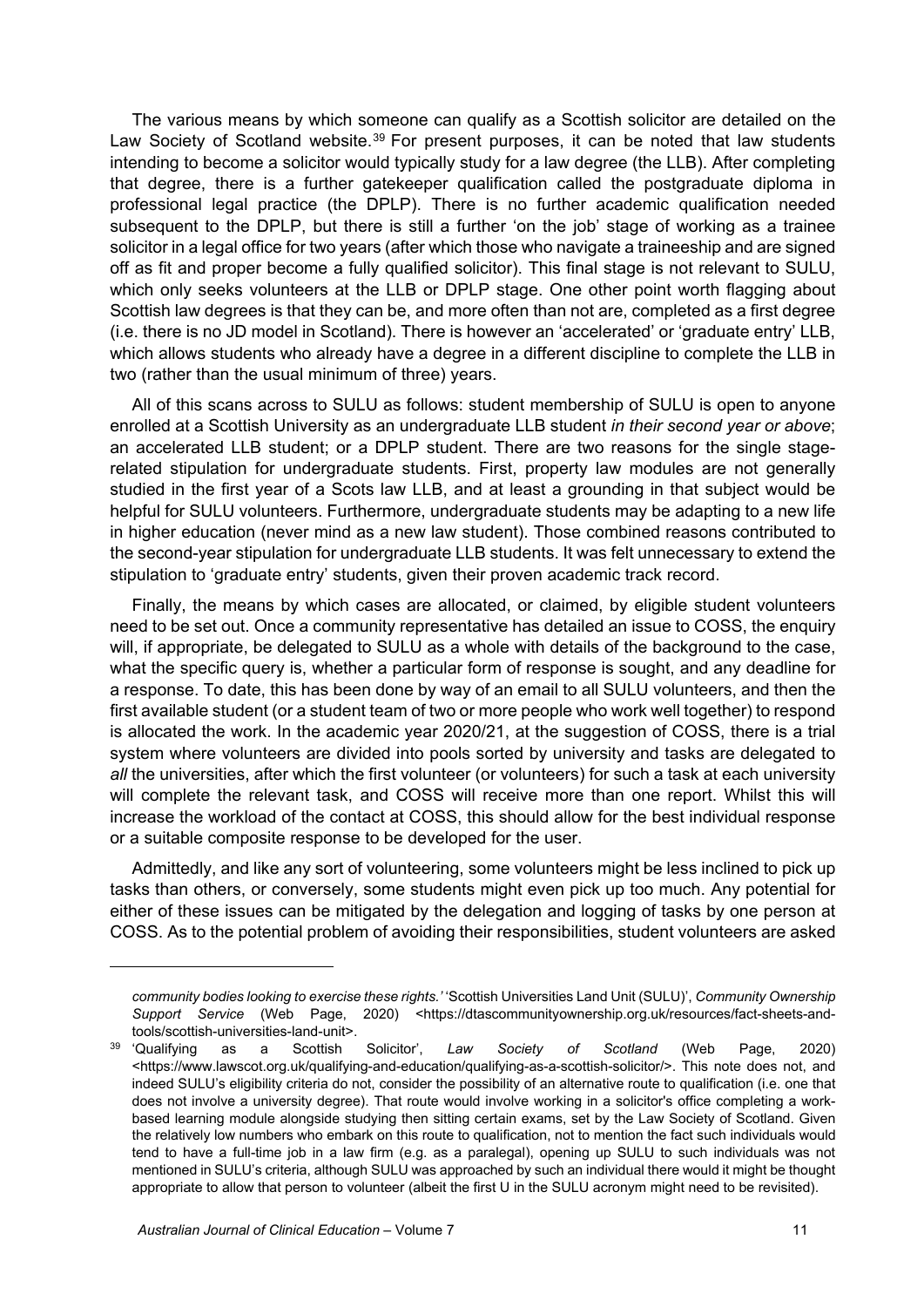The various means by which someone can qualify as a Scottish solicitor are detailed on the Law Society of Scotland website.[39] For present purposes, it can be noted that law students intending to become a solicitor would typically study for a law degree (the LLB). After completing that degree, there is a further gatekeeper qualification called the postgraduate diploma in professional legal practice (the DPLP). There is no further academic qualification needed subsequent to the DPLP, but there is still a further 'on the job' stage of working as a trainee solicitor in a legal office for two years (after which those who navigate a traineeship and are signed off as fit and proper become a fully qualified solicitor). This final stage is not relevant to SULU, which only seeks volunteers at the LLB or DPLP stage. One other point worth flagging about Scottish law degrees is that they can be, and more often than not are, completed as a first degree (i.e. there is no JD model in Scotland). There is however an 'accelerated' or 'graduate entry' LLB, which allows students who already have a degree in a different discipline to complete the LLB in two (rather than the usual minimum of three) years.

All of this scans across to SULU as follows: student membership of SULU is open to anyone enrolled at a Scottish University as an undergraduate LLB student *in their second year or above*; an accelerated LLB student; or a DPLP student. There are two reasons for the single stage-related stipulation for undergraduate students. First, property law modules are not generally studied in the first year of a Scots law LLB, and at least a grounding in that subject would be helpful for SULU volunteers. Furthermore, undergraduate students may be adapting to a new life in higher education (never mind as a new law student). Those combined reasons contributed to the second-year stipulation for undergraduate LLB students. It was felt unnecessary to extend the stipulation to 'graduate entry' students, given their proven academic track record.

Finally, the means by which cases are allocated, or claimed, by eligible student volunteers need to be set out. Once a community representative has detailed an issue to COSS, the enquiry will, if appropriate, be delegated to SULU as a whole with details of the background to the case, what the specific query is, whether a particular form of response is sought, and any deadline for a response. To date, this has been done by way of an email to all SULU volunteers, and then the first available student (or a student team of two or more people who work well together) to respond is allocated the work. In the academic year 2020/21, at the suggestion of COSS, there is a trial system where volunteers are divided into pools sorted by university and tasks are delegated to *all* the universities, after which the first volunteer (or volunteers) for such a task at each university will complete the relevant task, and COSS will receive more than one report. Whilst this will increase the workload of the contact at COSS, this should allow for the best individual response or a suitable composite response to be developed for the user.

Admittedly, and like any sort of volunteering, some volunteers might be less inclined to pick up tasks than others, or conversely, some students might even pick up too much. Any potential for either of these issues can be mitigated by the delegation and logging of tasks by one person at COSS. As to the potential problem of avoiding their responsibilities, student volunteers are asked

---

*community bodies looking to exercise these rights.'* 'Scottish Universities Land Unit (SULU)', *Community Ownership Support Service* (Web Page, 2020) <https://dtascommunityownership.org.uk/resources/fact-sheets-and-tools/scottish-universities-land-unit>.

[39] 'Qualifying as a Scottish Solicitor', *Law Society of Scotland* (Web Page, 2020) <https://www.lawscot.org.uk/qualifying-and-education/qualifying-as-a-scottish-solicitor/>. This note does not, and indeed SULU's eligibility criteria do not, consider the possibility of an alternative route to qualification (i.e. one that does not involve a university degree). That route would involve working in a solicitor's office completing a work-based learning module alongside studying then sitting certain exams, set by the Law Society of Scotland. Given the relatively low numbers who embark on this route to qualification, not to mention the fact such individuals would tend to have a full-time job in a law firm (e.g. as a paralegal), opening up SULU to such individuals was not mentioned in SULU's criteria, although SULU was approached by such an individual there would it might be thought appropriate to allow that person to volunteer (albeit the first U in the SULU acronym might need to be revisited).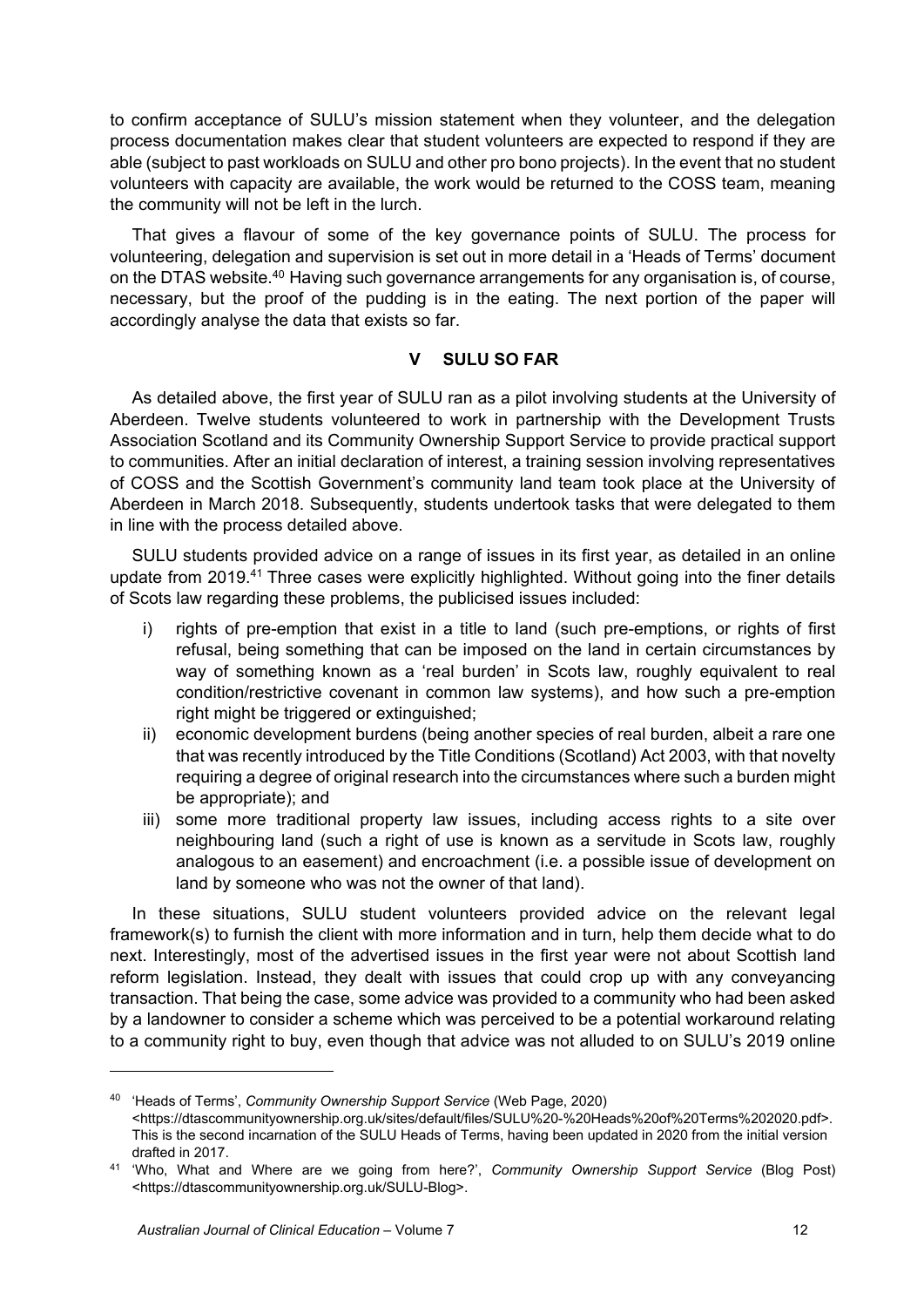to confirm acceptance of SULU's mission statement when they volunteer, and the delegation process documentation makes clear that student volunteers are expected to respond if they are able (subject to past workloads on SULU and other pro bono projects). In the event that no student volunteers with capacity are available, the work would be returned to the COSS team, meaning the community will not be left in the lurch.

That gives a flavour of some of the key governance points of SULU. The process for volunteering, delegation and supervision is set out in more detail in a 'Heads of Terms' document on the DTAS website.[40] Having such governance arrangements for any organisation is, of course, necessary, but the proof of the pudding is in the eating. The next portion of the paper will accordingly analyse the data that exists so far.

## V SULU SO FAR

As detailed above, the first year of SULU ran as a pilot involving students at the University of Aberdeen. Twelve students volunteered to work in partnership with the Development Trusts Association Scotland and its Community Ownership Support Service to provide practical support to communities. After an initial declaration of interest, a training session involving representatives of COSS and the Scottish Government's community land team took place at the University of Aberdeen in March 2018. Subsequently, students undertook tasks that were delegated to them in line with the process detailed above.

SULU students provided advice on a range of issues in its first year, as detailed in an online update from 2019.[41] Three cases were explicitly highlighted. Without going into the finer details of Scots law regarding these problems, the publicised issues included:

i) rights of pre-emption that exist in a title to land (such pre-emptions, or rights of first refusal, being something that can be imposed on the land in certain circumstances by way of something known as a 'real burden' in Scots law, roughly equivalent to real condition/restrictive covenant in common law systems), and how such a pre-emption right might be triggered or extinguished;
ii) economic development burdens (being another species of real burden, albeit a rare one that was recently introduced by the Title Conditions (Scotland) Act 2003, with that novelty requiring a degree of original research into the circumstances where such a burden might be appropriate); and
iii) some more traditional property law issues, including access rights to a site over neighbouring land (such a right of use is known as a servitude in Scots law, roughly analogous to an easement) and encroachment (i.e. a possible issue of development on land by someone who was not the owner of that land).

In these situations, SULU student volunteers provided advice on the relevant legal framework(s) to furnish the client with more information and in turn, help them decide what to do next. Interestingly, most of the advertised issues in the first year were not about Scottish land reform legislation. Instead, they dealt with issues that could crop up with any conveyancing transaction. That being the case, some advice was provided to a community who had been asked by a landowner to consider a scheme which was perceived to be a potential workaround relating to a community right to buy, even though that advice was not alluded to on SULU's 2019 online

---

[40] 'Heads of Terms', *Community Ownership Support Service* (Web Page, 2020) <https://dtascommunityownership.org.uk/sites/default/files/SULU%20-%20Heads%20of%20Terms%202020.pdf>. This is the second incarnation of the SULU Heads of Terms, having been updated in 2020 from the initial version drafted in 2017.

[41] 'Who, What and Where are we going from here?', *Community Ownership Support Service* (Blog Post) <https://dtascommunityownership.org.uk/SULU-Blog>.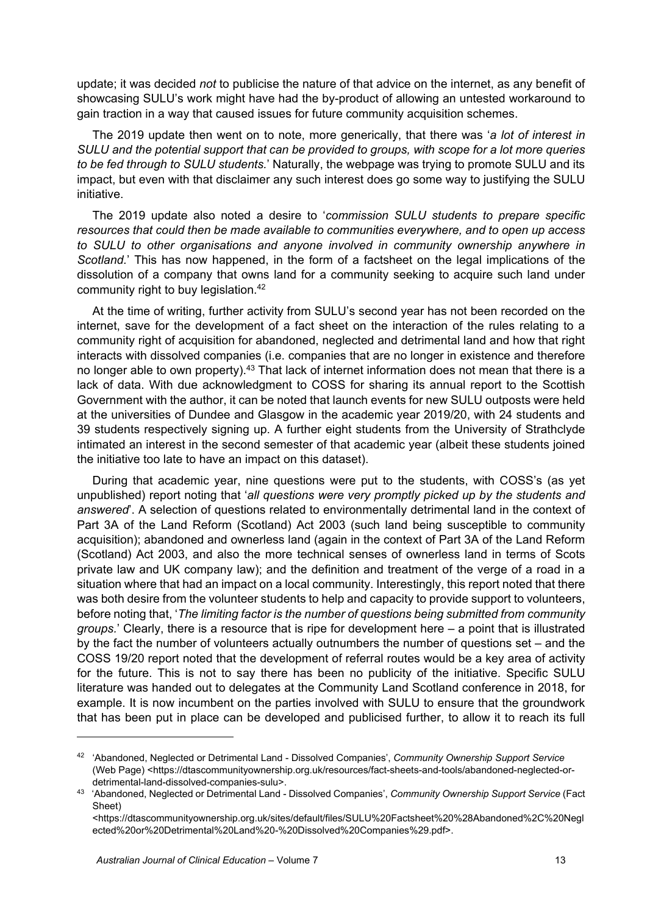update; it was decided *not* to publicise the nature of that advice on the internet, as any benefit of showcasing SULU's work might have had the by-product of allowing an untested workaround to gain traction in a way that caused issues for future community acquisition schemes.

The 2019 update then went on to note, more generically, that there was '*a lot of interest in SULU and the potential support that can be provided to groups, with scope for a lot more queries to be fed through to SULU students.*' Naturally, the webpage was trying to promote SULU and its impact, but even with that disclaimer any such interest does go some way to justifying the SULU initiative.

The 2019 update also noted a desire to '*commission SULU students to prepare specific resources that could then be made available to communities everywhere, and to open up access to SULU to other organisations and anyone involved in community ownership anywhere in Scotland.*' This has now happened, in the form of a factsheet on the legal implications of the dissolution of a company that owns land for a community seeking to acquire such land under community right to buy legislation.[42]

At the time of writing, further activity from SULU's second year has not been recorded on the internet, save for the development of a fact sheet on the interaction of the rules relating to a community right of acquisition for abandoned, neglected and detrimental land and how that right interacts with dissolved companies (i.e. companies that are no longer in existence and therefore no longer able to own property).[43] That lack of internet information does not mean that there is a lack of data. With due acknowledgment to COSS for sharing its annual report to the Scottish Government with the author, it can be noted that launch events for new SULU outposts were held at the universities of Dundee and Glasgow in the academic year 2019/20, with 24 students and 39 students respectively signing up. A further eight students from the University of Strathclyde intimated an interest in the second semester of that academic year (albeit these students joined the initiative too late to have an impact on this dataset).

During that academic year, nine questions were put to the students, with COSS's (as yet unpublished) report noting that '*all questions were very promptly picked up by the students and answered*'. A selection of questions related to environmentally detrimental land in the context of Part 3A of the Land Reform (Scotland) Act 2003 (such land being susceptible to community acquisition); abandoned and ownerless land (again in the context of Part 3A of the Land Reform (Scotland) Act 2003, and also the more technical senses of ownerless land in terms of Scots private law and UK company law); and the definition and treatment of the verge of a road in a situation where that had an impact on a local community. Interestingly, this report noted that there was both desire from the volunteer students to help and capacity to provide support to volunteers, before noting that, '*The limiting factor is the number of questions being submitted from community groups.*' Clearly, there is a resource that is ripe for development here – a point that is illustrated by the fact the number of volunteers actually outnumbers the number of questions set – and the COSS 19/20 report noted that the development of referral routes would be a key area of activity for the future. This is not to say there has been no publicity of the initiative. Specific SULU literature was handed out to delegates at the Community Land Scotland conference in 2018, for example. It is now incumbent on the parties involved with SULU to ensure that the groundwork that has been put in place can be developed and publicised further, to allow it to reach its full

---

[42] 'Abandoned, Neglected or Detrimental Land - Dissolved Companies', *Community Ownership Support Service* (Web Page) <https://dtascommunityownership.org.uk/resources/fact-sheets-and-tools/abandoned-neglected-or-detrimental-land-dissolved-companies-sulu>.

[43] 'Abandoned, Neglected or Detrimental Land - Dissolved Companies', *Community Ownership Support Service* (Fact Sheet) <https://dtascommunityownership.org.uk/sites/default/files/SULU%20Factsheet%20%28Abandoned%2C%20Neglected%20or%20Detrimental%20Land%20-%20Dissolved%20Companies%29.pdf>.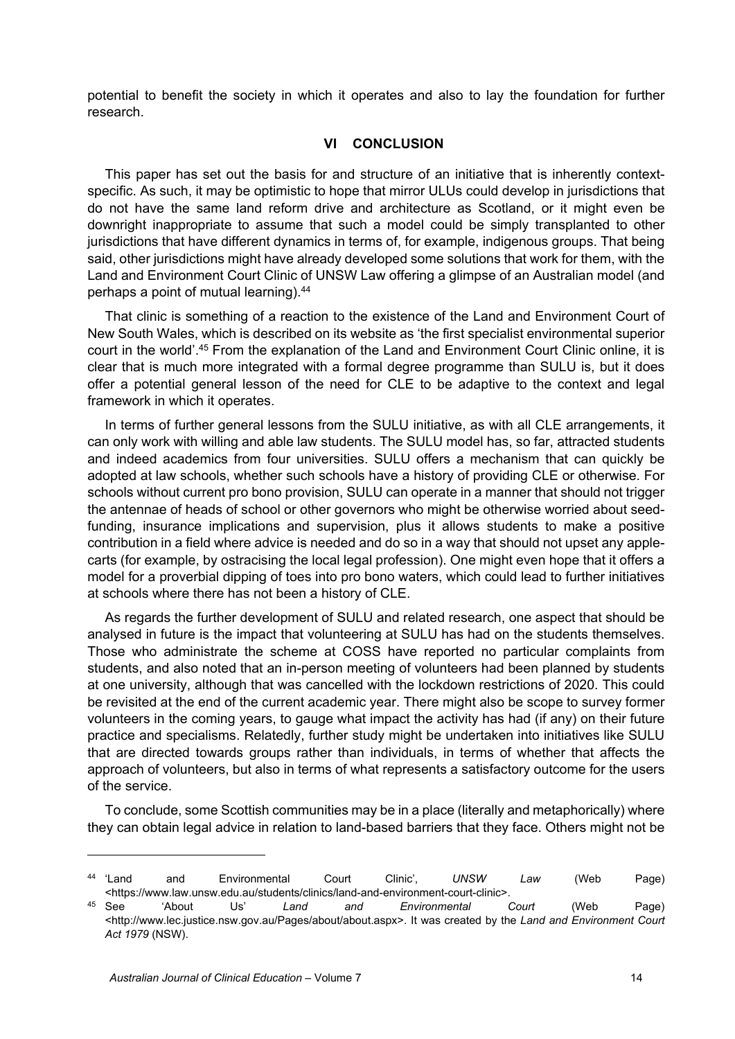potential to benefit the society in which it operates and also to lay the foundation for further research.

## VI CONCLUSION

This paper has set out the basis for and structure of an initiative that is inherently context-specific. As such, it may be optimistic to hope that mirror ULUs could develop in jurisdictions that do not have the same land reform drive and architecture as Scotland, or it might even be downright inappropriate to assume that such a model could be simply transplanted to other jurisdictions that have different dynamics in terms of, for example, indigenous groups. That being said, other jurisdictions might have already developed some solutions that work for them, with the Land and Environment Court Clinic of UNSW Law offering a glimpse of an Australian model (and perhaps a point of mutual learning).[44]

That clinic is something of a reaction to the existence of the Land and Environment Court of New South Wales, which is described on its website as 'the first specialist environmental superior court in the world'.[45] From the explanation of the Land and Environment Court Clinic online, it is clear that is much more integrated with a formal degree programme than SULU is, but it does offer a potential general lesson of the need for CLE to be adaptive to the context and legal framework in which it operates.

In terms of further general lessons from the SULU initiative, as with all CLE arrangements, it can only work with willing and able law students. The SULU model has, so far, attracted students and indeed academics from four universities. SULU offers a mechanism that can quickly be adopted at law schools, whether such schools have a history of providing CLE or otherwise. For schools without current pro bono provision, SULU can operate in a manner that should not trigger the antennae of heads of school or other governors who might be otherwise worried about seed-funding, insurance implications and supervision, plus it allows students to make a positive contribution in a field where advice is needed and do so in a way that should not upset any apple-carts (for example, by ostracising the local legal profession). One might even hope that it offers a model for a proverbial dipping of toes into pro bono waters, which could lead to further initiatives at schools where there has not been a history of CLE.

As regards the further development of SULU and related research, one aspect that should be analysed in future is the impact that volunteering at SULU has had on the students themselves. Those who administrate the scheme at COSS have reported no particular complaints from students, and also noted that an in-person meeting of volunteers had been planned by students at one university, although that was cancelled with the lockdown restrictions of 2020. This could be revisited at the end of the current academic year. There might also be scope to survey former volunteers in the coming years, to gauge what impact the activity has had (if any) on their future practice and specialisms. Relatedly, further study might be undertaken into initiatives like SULU that are directed towards groups rather than individuals, in terms of whether that affects the approach of volunteers, but also in terms of what represents a satisfactory outcome for the users of the service.

To conclude, some Scottish communities may be in a place (literally and metaphorically) where they can obtain legal advice in relation to land-based barriers that they face. Others might not be

---

[44] 'Land and Environmental Court Clinic', *UNSW Law* (Web Page) <https://www.law.unsw.edu.au/students/clinics/land-and-environment-court-clinic>.

[45] See 'About Us' *Land and Environmental Court* (Web Page) <http://www.lec.justice.nsw.gov.au/Pages/about/about.aspx>. It was created by the *Land and Environment Court Act 1979* (NSW).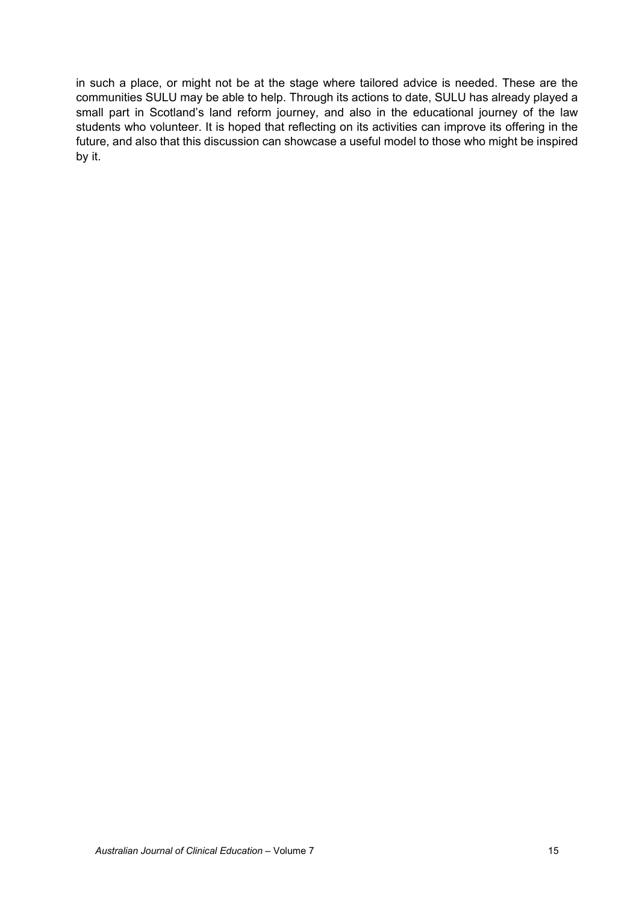in such a place, or might not be at the stage where tailored advice is needed. These are the communities SULU may be able to help. Through its actions to date, SULU has already played a small part in Scotland's land reform journey, and also in the educational journey of the law students who volunteer. It is hoped that reflecting on its activities can improve its offering in the future, and also that this discussion can showcase a useful model to those who might be inspired by it.